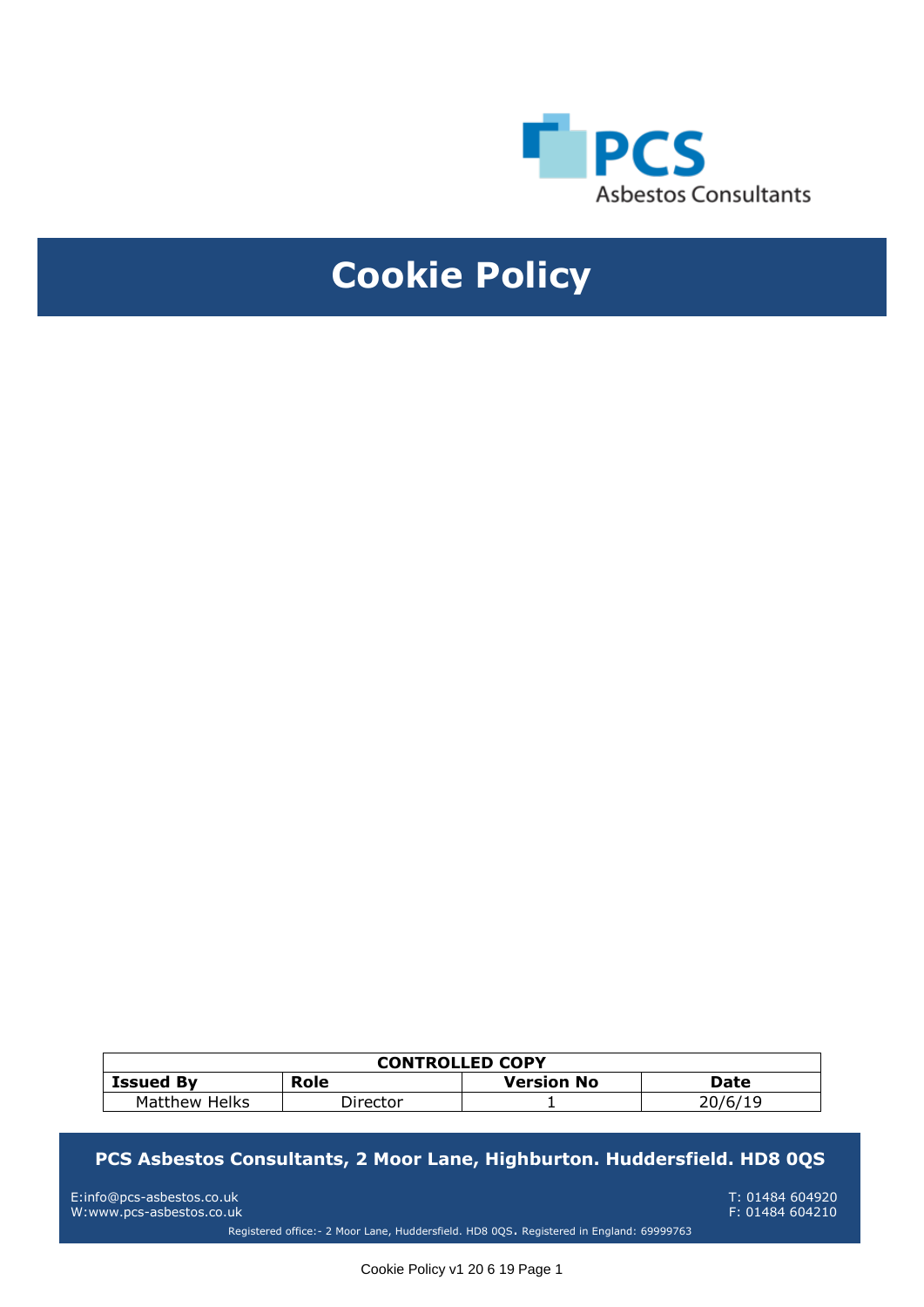PCS
Asbestos Consultants

# Cookie Policy

| CONTROLLED COPY | | | |
|---|---|---|---|
| **Issued By** | **Role** | **Version No** | **Date** |
| Matthew Helks | Director | 1 | 20/6/19 |

**PCS Asbestos Consultants, 2 Moor Lane, Highburton. Huddersfield. HD8 0QS**

E:info@pcs-asbestos.co.uk
W:www.pcs-asbestos.co.uk

T: 01484 604920
F: 01484 604210

Registered office:- 2 Moor Lane, Huddersfield. HD8 0QS. Registered in England: 69999763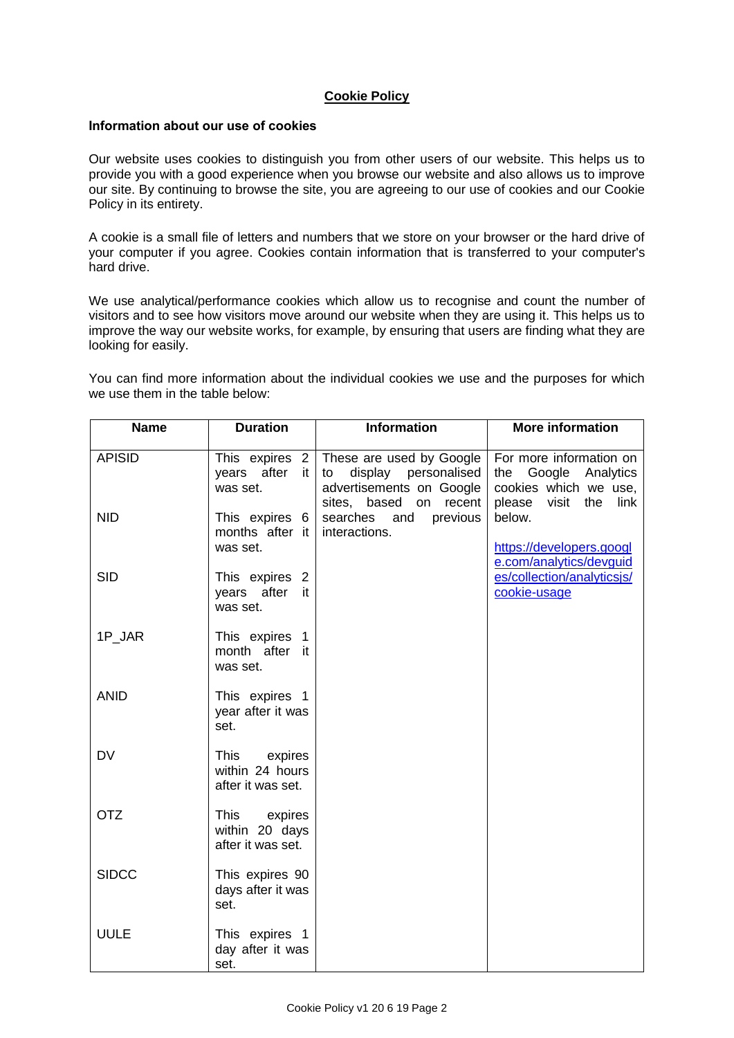# Cookie Policy

### Information about our use of cookies

Our website uses cookies to distinguish you from other users of our website. This helps us to provide you with a good experience when you browse our website and also allows us to improve our site. By continuing to browse the site, you are agreeing to our use of cookies and our Cookie Policy in its entirety.

A cookie is a small file of letters and numbers that we store on your browser or the hard drive of your computer if you agree. Cookies contain information that is transferred to your computer's hard drive.

We use analytical/performance cookies which allow us to recognise and count the number of visitors and to see how visitors move around our website when they are using it. This helps us to improve the way our website works, for example, by ensuring that users are finding what they are looking for easily.

You can find more information about the individual cookies we use and the purposes for which we use them in the table below:

| Name | Duration | Information | More information |
|---|---|---|---|
| APISID | This expires 2 years after it was set. | These are used by Google to display personalised advertisements on Google sites, based on recent searches and previous interactions. | For more information on the Google Analytics cookies which we use, please visit the link below. [https://developers.google.com/analytics/devguides/collection/analyticsjs/cookie-usage](https://developers.google.com/analytics/devguides/collection/analyticsjs/cookie-usage) |
| NID | This expires 6 months after it was set. | | |
| SID | This expires 2 years after it was set. | | |
| 1P_JAR | This expires 1 month after it was set. | | |
| ANID | This expires 1 year after it was set. | | |
| DV | This expires within 24 hours after it was set. | | |
| OTZ | This expires within 20 days after it was set. | | |
| SIDCC | This expires 90 days after it was set. | | |
| UULE | This expires 1 day after it was set. | | |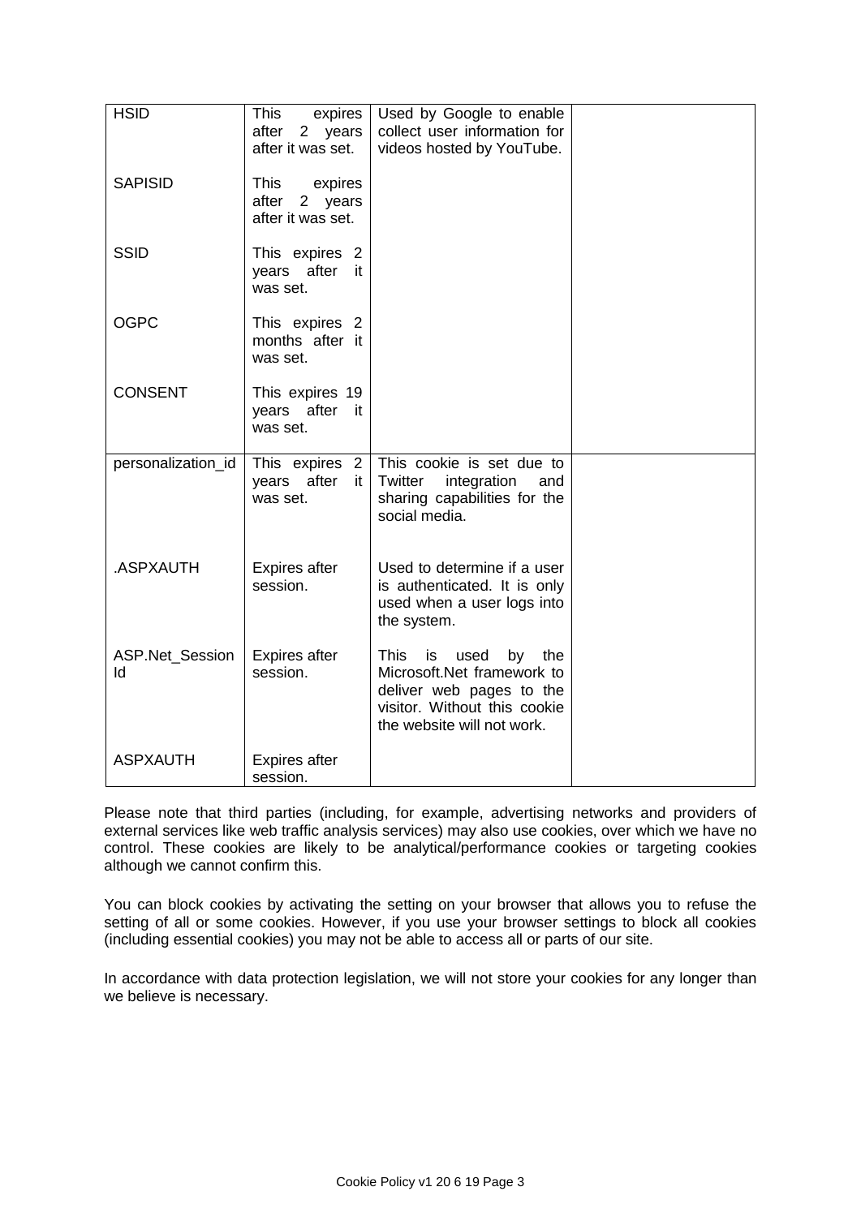| | | | |
|---|---|---|---|
| HSID | This expires after 2 years after it was set. | Used by Google to enable collect user information for videos hosted by YouTube. | |
| SAPISID | This expires after 2 years after it was set. | | |
| SSID | This expires 2 years after it was set. | | |
| OGPC | This expires 2 months after it was set. | | |
| CONSENT | This expires 19 years after it was set. | | |
| personalization_id | This expires 2 years after it was set. | This cookie is set due to Twitter integration and sharing capabilities for the social media. | |
| .ASPXAUTH | Expires after session. | Used to determine if a user is authenticated. It is only used when a user logs into the system. | |
| ASP.Net_Session Id | Expires after session. | This is used by the Microsoft.Net framework to deliver web pages to the visitor. Without this cookie the website will not work. | |
| ASPXAUTH | Expires after session. | | |

Please note that third parties (including, for example, advertising networks and providers of external services like web traffic analysis services) may also use cookies, over which we have no control. These cookies are likely to be analytical/performance cookies or targeting cookies although we cannot confirm this.

You can block cookies by activating the setting on your browser that allows you to refuse the setting of all or some cookies. However, if you use your browser settings to block all cookies (including essential cookies) you may not be able to access all or parts of our site.

In accordance with data protection legislation, we will not store your cookies for any longer than we believe is necessary.